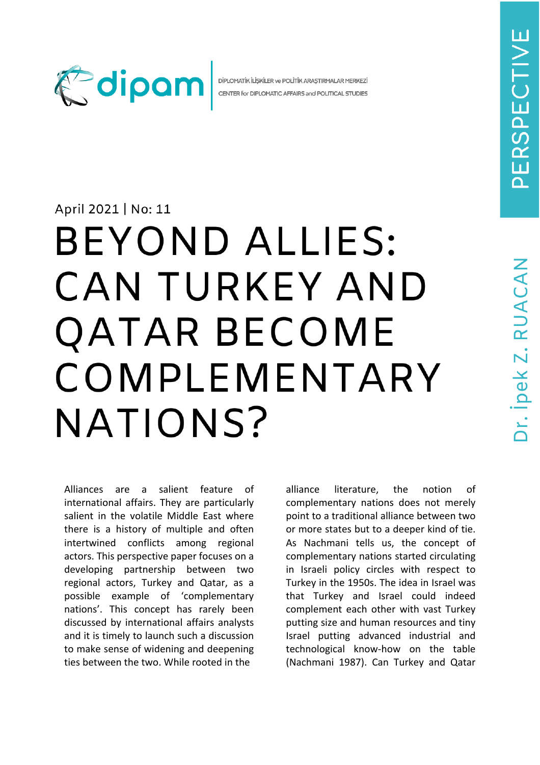DİPLOMATİK İLİŞKİLER ve POLİTİK ARAŞTIRMALAR MERKEZİ
CENTER for DIPLOMATIC AFFAIRS and POLITICAL STUDIES

PERSPECTIVE

April 2021 | No: 11

# BEYOND ALLIES: CAN TURKEY AND QATAR BECOME COMPLEMENTARY NATIONS?

Dr. İpek Z. RUACAN

Alliances are a salient feature of international affairs. They are particularly salient in the volatile Middle East where there is a history of multiple and often intertwined conflicts among regional actors. This perspective paper focuses on a developing partnership between two regional actors, Turkey and Qatar, as a possible example of 'complementary nations'. This concept has rarely been discussed by international affairs analysts and it is timely to launch such a discussion to make sense of widening and deepening ties between the two. While rooted in the alliance literature, the notion of complementary nations does not merely point to a traditional alliance between two or more states but to a deeper kind of tie. As Nachmani tells us, the concept of complementary nations started circulating in Israeli policy circles with respect to Turkey in the 1950s. The idea in Israel was that Turkey and Israel could indeed complement each other with vast Turkey putting size and human resources and tiny Israel putting advanced industrial and technological know-how on the table (Nachmani 1987). Can Turkey and Qatar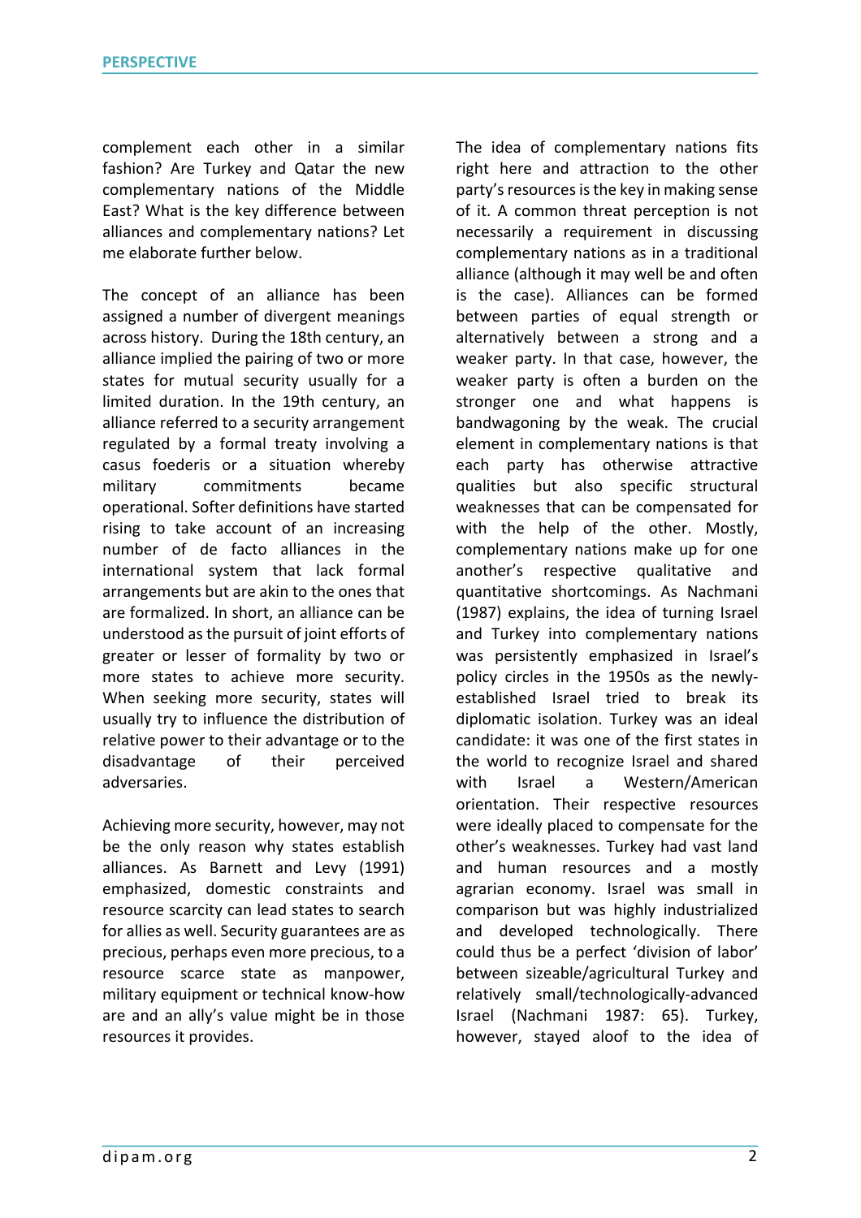complement each other in a similar fashion? Are Turkey and Qatar the new complementary nations of the Middle East? What is the key difference between alliances and complementary nations? Let me elaborate further below.

The concept of an alliance has been assigned a number of divergent meanings across history. During the 18th century, an alliance implied the pairing of two or more states for mutual security usually for a limited duration. In the 19th century, an alliance referred to a security arrangement regulated by a formal treaty involving a casus foederis or a situation whereby military commitments became operational. Softer definitions have started rising to take account of an increasing number of de facto alliances in the international system that lack formal arrangements but are akin to the ones that are formalized. In short, an alliance can be understood as the pursuit of joint efforts of greater or lesser of formality by two or more states to achieve more security. When seeking more security, states will usually try to influence the distribution of relative power to their advantage or to the disadvantage of their perceived adversaries.

Achieving more security, however, may not be the only reason why states establish alliances. As Barnett and Levy (1991) emphasized, domestic constraints and resource scarcity can lead states to search for allies as well. Security guarantees are as precious, perhaps even more precious, to a resource scarce state as manpower, military equipment or technical know-how are and an ally's value might be in those resources it provides.

The idea of complementary nations fits right here and attraction to the other party's resources is the key in making sense of it. A common threat perception is not necessarily a requirement in discussing complementary nations as in a traditional alliance (although it may well be and often is the case). Alliances can be formed between parties of equal strength or alternatively between a strong and a weaker party. In that case, however, the weaker party is often a burden on the stronger one and what happens is bandwagoning by the weak. The crucial element in complementary nations is that each party has otherwise attractive qualities but also specific structural weaknesses that can be compensated for with the help of the other. Mostly, complementary nations make up for one another's respective qualitative and quantitative shortcomings. As Nachmani (1987) explains, the idea of turning Israel and Turkey into complementary nations was persistently emphasized in Israel's policy circles in the 1950s as the newly-established Israel tried to break its diplomatic isolation. Turkey was an ideal candidate: it was one of the first states in the world to recognize Israel and shared with Israel a Western/American orientation. Their respective resources were ideally placed to compensate for the other's weaknesses. Turkey had vast land and human resources and a mostly agrarian economy. Israel was small in comparison but was highly industrialized and developed technologically. There could thus be a perfect 'division of labor' between sizeable/agricultural Turkey and relatively small/technologically-advanced Israel (Nachmani 1987: 65). Turkey, however, stayed aloof to the idea of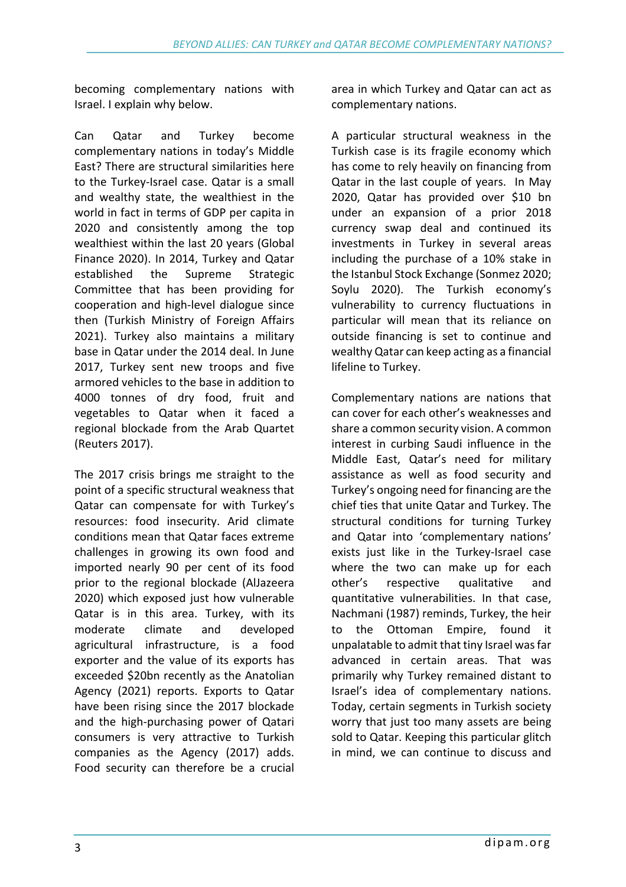becoming complementary nations with Israel. I explain why below.

Can Qatar and Turkey become complementary nations in today's Middle East? There are structural similarities here to the Turkey-Israel case. Qatar is a small and wealthy state, the wealthiest in the world in fact in terms of GDP per capita in 2020 and consistently among the top wealthiest within the last 20 years (Global Finance 2020). In 2014, Turkey and Qatar established the Supreme Strategic Committee that has been providing for cooperation and high-level dialogue since then (Turkish Ministry of Foreign Affairs 2021). Turkey also maintains a military base in Qatar under the 2014 deal. In June 2017, Turkey sent new troops and five armored vehicles to the base in addition to 4000 tonnes of dry food, fruit and vegetables to Qatar when it faced a regional blockade from the Arab Quartet (Reuters 2017).

The 2017 crisis brings me straight to the point of a specific structural weakness that Qatar can compensate for with Turkey's resources: food insecurity. Arid climate conditions mean that Qatar faces extreme challenges in growing its own food and imported nearly 90 per cent of its food prior to the regional blockade (AlJazeera 2020) which exposed just how vulnerable Qatar is in this area. Turkey, with its moderate climate and developed agricultural infrastructure, is a food exporter and the value of its exports has exceeded $20bn recently as the Anatolian Agency (2021) reports. Exports to Qatar have been rising since the 2017 blockade and the high-purchasing power of Qatari consumers is very attractive to Turkish companies as the Agency (2017) adds. Food security can therefore be a crucial area in which Turkey and Qatar can act as complementary nations.

A particular structural weakness in the Turkish case is its fragile economy which has come to rely heavily on financing from Qatar in the last couple of years. In May 2020, Qatar has provided over $10 bn under an expansion of a prior 2018 currency swap deal and continued its investments in Turkey in several areas including the purchase of a 10% stake in the Istanbul Stock Exchange (Sonmez 2020; Soylu 2020). The Turkish economy's vulnerability to currency fluctuations in particular will mean that its reliance on outside financing is set to continue and wealthy Qatar can keep acting as a financial lifeline to Turkey.

Complementary nations are nations that can cover for each other's weaknesses and share a common security vision. A common interest in curbing Saudi influence in the Middle East, Qatar's need for military assistance as well as food security and Turkey's ongoing need for financing are the chief ties that unite Qatar and Turkey. The structural conditions for turning Turkey and Qatar into 'complementary nations' exists just like in the Turkey-Israel case where the two can make up for each other's respective qualitative and quantitative vulnerabilities. In that case, Nachmani (1987) reminds, Turkey, the heir to the Ottoman Empire, found it unpalatable to admit that tiny Israel was far advanced in certain areas. That was primarily why Turkey remained distant to Israel's idea of complementary nations. Today, certain segments in Turkish society worry that just too many assets are being sold to Qatar. Keeping this particular glitch in mind, we can continue to discuss and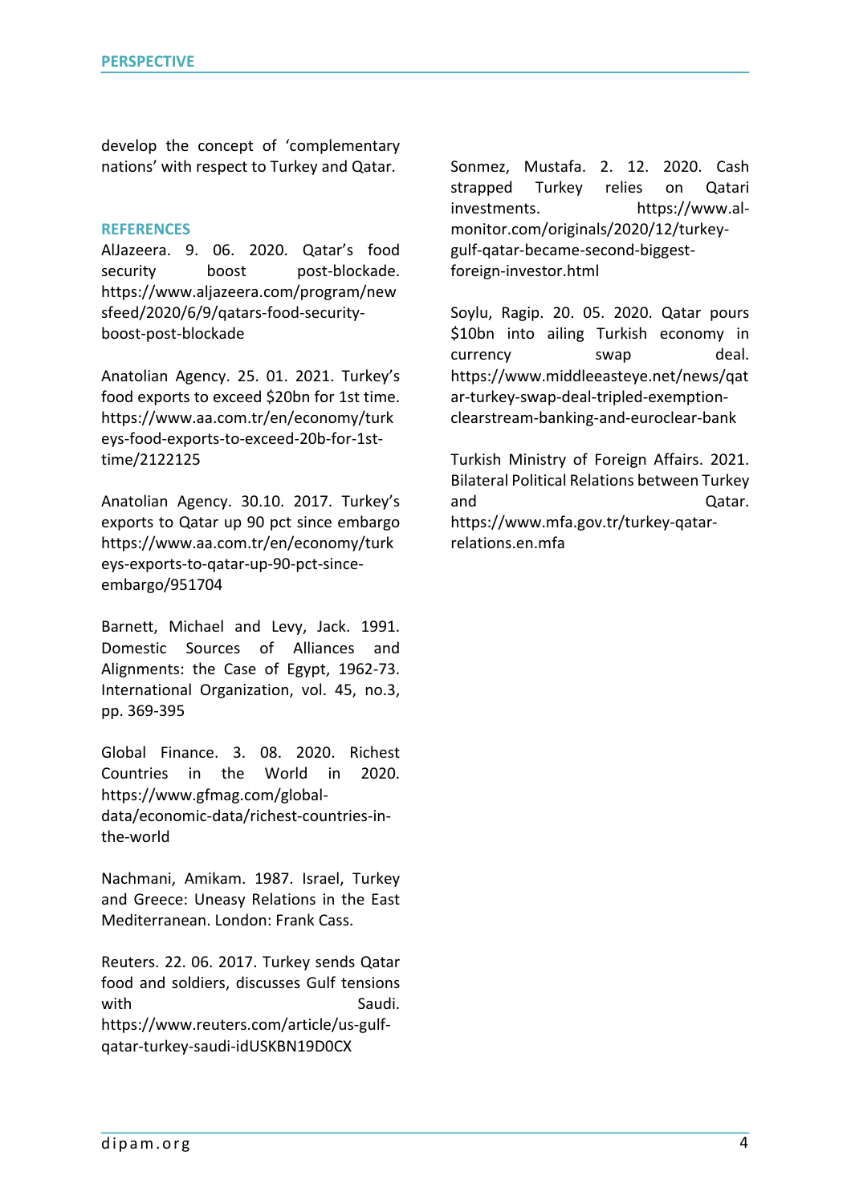develop the concept of 'complementary nations' with respect to Turkey and Qatar.

## REFERENCES

AlJazeera. 9. 06. 2020. Qatar's food security boost post-blockade. https://www.aljazeera.com/program/newsfeed/2020/6/9/qatars-food-security-boost-post-blockade

Anatolian Agency. 25. 01. 2021. Turkey's food exports to exceed $20bn for 1st time. https://www.aa.com.tr/en/economy/turkeys-food-exports-to-exceed-20b-for-1st-time/2122125

Anatolian Agency. 30.10. 2017. Turkey's exports to Qatar up 90 pct since embargo https://www.aa.com.tr/en/economy/turkeys-exports-to-qatar-up-90-pct-since-embargo/951704

Barnett, Michael and Levy, Jack. 1991. Domestic Sources of Alliances and Alignments: the Case of Egypt, 1962-73. International Organization, vol. 45, no.3, pp. 369-395

Global Finance. 3. 08. 2020. Richest Countries in the World in 2020. https://www.gfmag.com/global-data/economic-data/richest-countries-in-the-world

Nachmani, Amikam. 1987. Israel, Turkey and Greece: Uneasy Relations in the East Mediterranean. London: Frank Cass.

Reuters. 22. 06. 2017. Turkey sends Qatar food and soldiers, discusses Gulf tensions with Saudi. https://www.reuters.com/article/us-gulf-qatar-turkey-saudi-idUSKBN19D0CX

Sonmez, Mustafa. 2. 12. 2020. Cash strapped Turkey relies on Qatari investments. https://www.al-monitor.com/originals/2020/12/turkey-gulf-qatar-became-second-biggest-foreign-investor.html

Soylu, Ragip. 20. 05. 2020. Qatar pours $10bn into ailing Turkish economy in currency swap deal. https://www.middleeasteye.net/news/qatar-turkey-swap-deal-tripled-exemption-clearstream-banking-and-euroclear-bank

Turkish Ministry of Foreign Affairs. 2021. Bilateral Political Relations between Turkey and Qatar. https://www.mfa.gov.tr/turkey-qatar-relations.en.mfa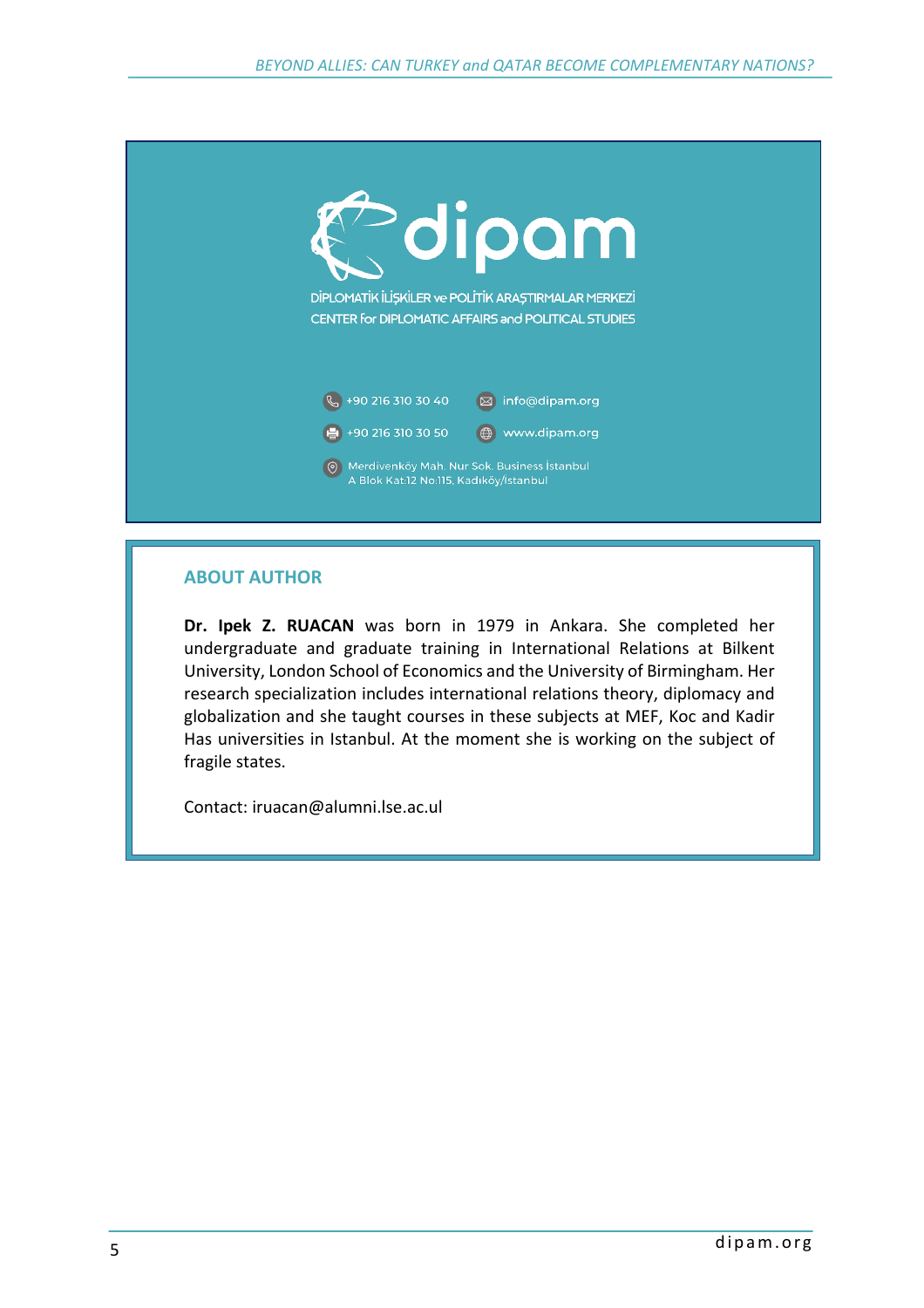dipam

DİPLOMATİK İLİŞKİLER ve POLİTİK ARAŞTIRMALAR MERKEZİ
CENTER for DIPLOMATIC AFFAIRS and POLITICAL STUDIES

+90 216 310 30 40

info@dipam.org

+90 216 310 30 50

www.dipam.org

Merdivenköy Mah. Nur Sok. Business İstanbul
A Blok Kat:12 No:115, Kadıköy/İstanbul

## ABOUT AUTHOR

**Dr. Ipek Z. RUACAN** was born in 1979 in Ankara. She completed her undergraduate and graduate training in International Relations at Bilkent University, London School of Economics and the University of Birmingham. Her research specialization includes international relations theory, diplomacy and globalization and she taught courses in these subjects at MEF, Koc and Kadir Has universities in Istanbul. At the moment she is working on the subject of fragile states.

Contact: iruacan@alumni.lse.ac.ul